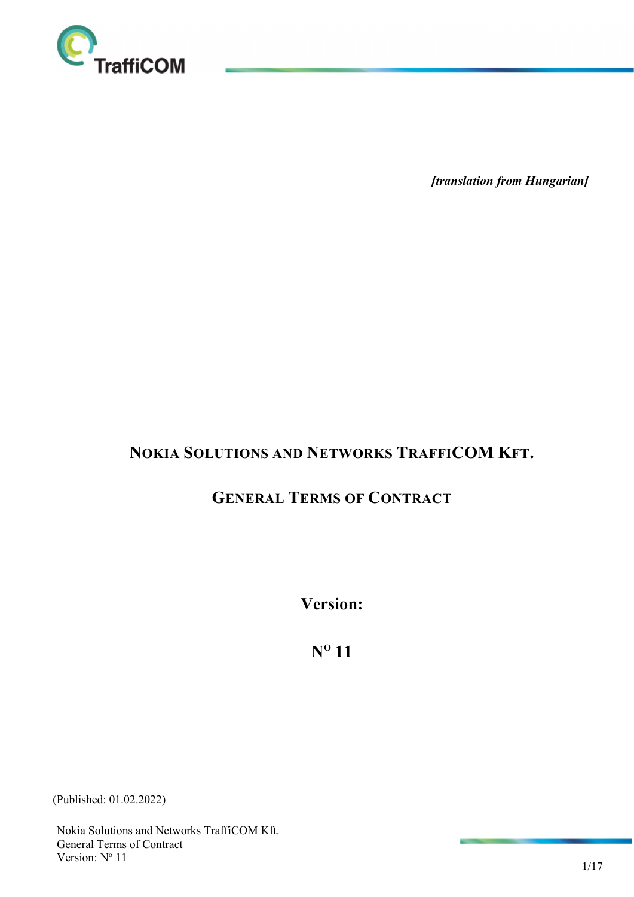*[translation from Hungarian]*

# NOKIA SOLUTIONS AND NETWORKS TRAFFICOM KFT.

## GENERAL TERMS OF CONTRACT

**Version:**

**N^O 11**

(Published: 01.02.2022)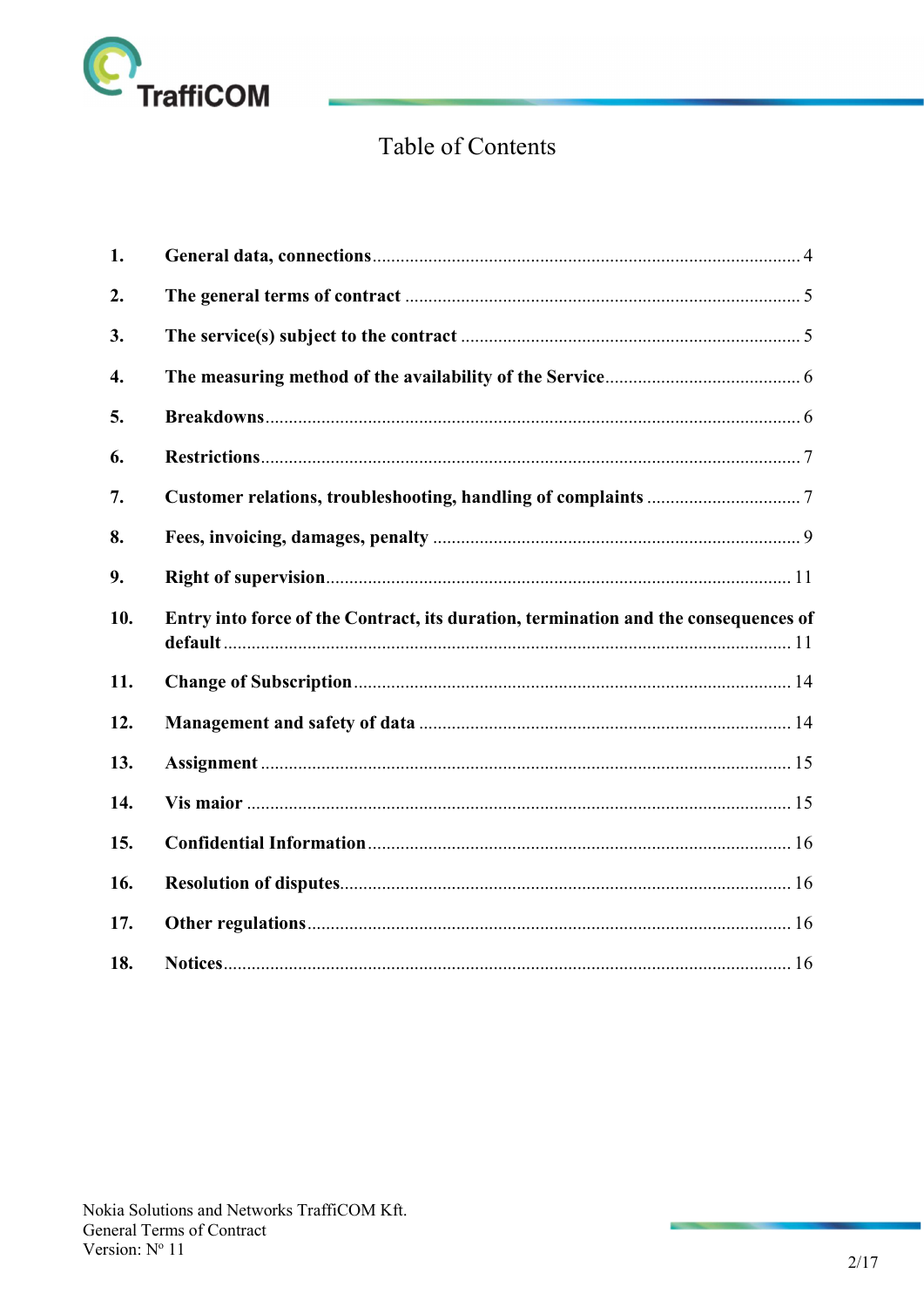# Table of Contents

| | | |
|---|---|---|
| **1.** | **General data, connections** | 4 |
| **2.** | **The general terms of contract** | 5 |
| **3.** | **The service(s) subject to the contract** | 5 |
| **4.** | **The measuring method of the availability of the Service** | 6 |
| **5.** | **Breakdowns** | 6 |
| **6.** | **Restrictions** | 7 |
| **7.** | **Customer relations, troubleshooting, handling of complaints** | 7 |
| **8.** | **Fees, invoicing, damages, penalty** | 9 |
| **9.** | **Right of supervision** | 11 |
| **10.** | **Entry into force of the Contract, its duration, termination and the consequences of default** | 11 |
| **11.** | **Change of Subscription** | 14 |
| **12.** | **Management and safety of data** | 14 |
| **13.** | **Assignment** | 15 |
| **14.** | **Vis maior** | 15 |
| **15.** | **Confidential Information** | 16 |
| **16.** | **Resolution of disputes** | 16 |
| **17.** | **Other regulations** | 16 |
| **18.** | **Notices** | 16 |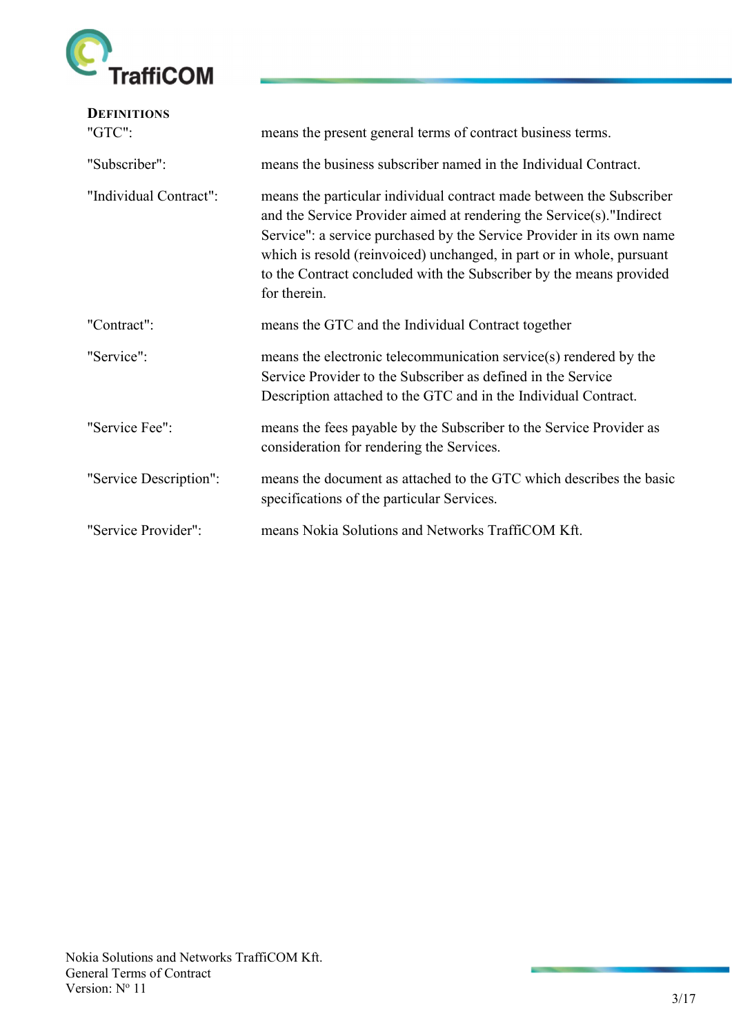## Definitions

| | |
|---|---|
| "GTC": | means the present general terms of contract business terms. |
| "Subscriber": | means the business subscriber named in the Individual Contract. |
| "Individual Contract": | means the particular individual contract made between the Subscriber and the Service Provider aimed at rendering the Service(s)."Indirect Service": a service purchased by the Service Provider in its own name which is resold (reinvoiced) unchanged, in part or in whole, pursuant to the Contract concluded with the Subscriber by the means provided for therein. |
| "Contract": | means the GTC and the Individual Contract together |
| "Service": | means the electronic telecommunication service(s) rendered by the Service Provider to the Subscriber as defined in the Service Description attached to the GTC and in the Individual Contract. |
| "Service Fee": | means the fees payable by the Subscriber to the Service Provider as consideration for rendering the Services. |
| "Service Description": | means the document as attached to the GTC which describes the basic specifications of the particular Services. |
| "Service Provider": | means Nokia Solutions and Networks TraffiCOM Kft. |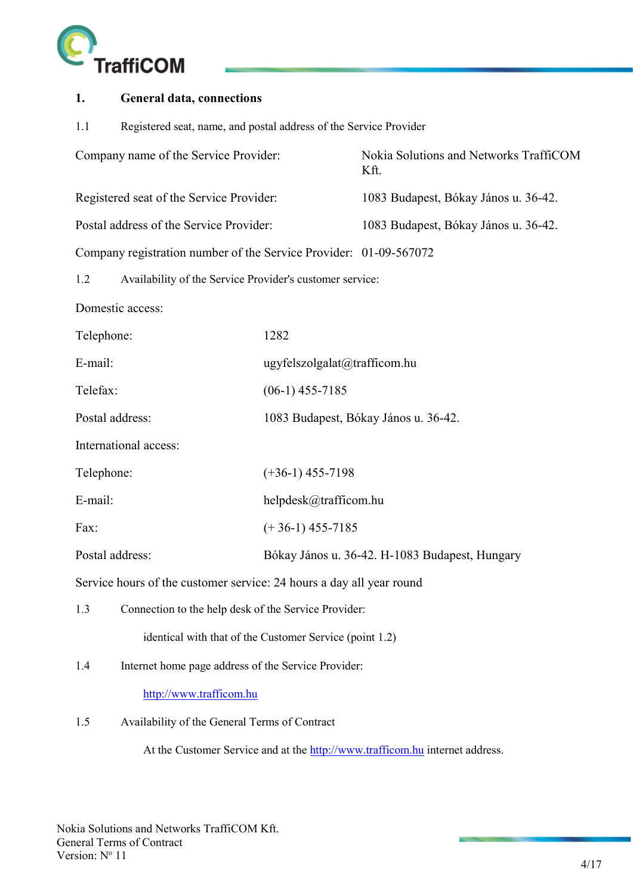## 1. General data, connections

1.1 Registered seat, name, and postal address of the Service Provider

| | |
|---|---|
| Company name of the Service Provider: | Nokia Solutions and Networks TraffiCOM Kft. |
| Registered seat of the Service Provider: | 1083 Budapest, Bókay János u. 36-42. |
| Postal address of the Service Provider: | 1083 Budapest, Bókay János u. 36-42. |
| Company registration number of the Service Provider: | 01-09-567072 |

1.2 Availability of the Service Provider's customer service:

Domestic access:

| | |
|---|---|
| Telephone: | 1282 |
| E-mail: | ugyfelszolgalat@trafficom.hu |
| Telefax: | (06-1) 455-7185 |
| Postal address: | 1083 Budapest, Bókay János u. 36-42. |

International access:

| | |
|---|---|
| Telephone: | (+36-1) 455-7198 |
| E-mail: | helpdesk@trafficom.hu |
| Fax: | (+ 36-1) 455-7185 |
| Postal address: | Bókay János u. 36-42. H-1083 Budapest, Hungary |

Service hours of the customer service: 24 hours a day all year round

1.3 Connection to the help desk of the Service Provider:

identical with that of the Customer Service (point 1.2)

1.4 Internet home page address of the Service Provider:

http://www.trafficom.hu

1.5 Availability of the General Terms of Contract

At the Customer Service and at the http://www.trafficom.hu internet address.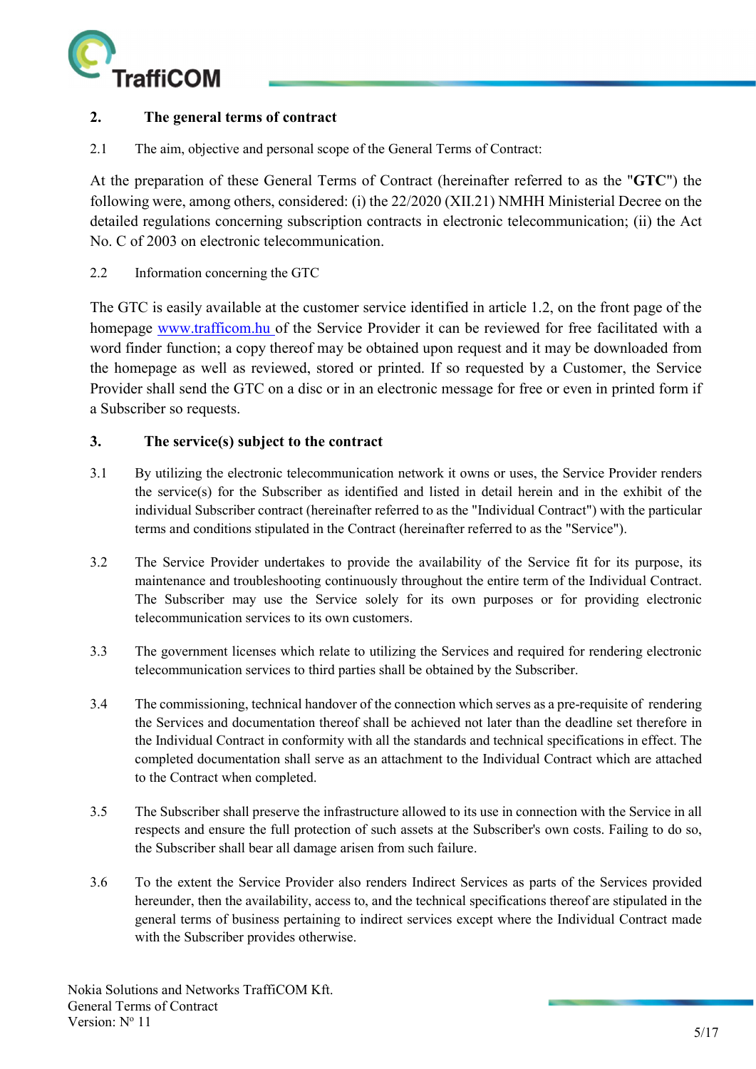## 2. The general terms of contract

2.1 The aim, objective and personal scope of the General Terms of Contract:

At the preparation of these General Terms of Contract (hereinafter referred to as the "**GTC**") the following were, among others, considered: (i) the 22/2020 (XII.21) NMHH Ministerial Decree on the detailed regulations concerning subscription contracts in electronic telecommunication; (ii) the Act No. C of 2003 on electronic telecommunication.

2.2 Information concerning the GTC

The GTC is easily available at the customer service identified in article 1.2, on the front page of the homepage www.trafficom.hu of the Service Provider it can be reviewed for free facilitated with a word finder function; a copy thereof may be obtained upon request and it may be downloaded from the homepage as well as reviewed, stored or printed. If so requested by a Customer, the Service Provider shall send the GTC on a disc or in an electronic message for free or even in printed form if a Subscriber so requests.

## 3. The service(s) subject to the contract

3.1 By utilizing the electronic telecommunication network it owns or uses, the Service Provider renders the service(s) for the Subscriber as identified and listed in detail herein and in the exhibit of the individual Subscriber contract (hereinafter referred to as the "Individual Contract") with the particular terms and conditions stipulated in the Contract (hereinafter referred to as the "Service").

3.2 The Service Provider undertakes to provide the availability of the Service fit for its purpose, its maintenance and troubleshooting continuously throughout the entire term of the Individual Contract. The Subscriber may use the Service solely for its own purposes or for providing electronic telecommunication services to its own customers.

3.3 The government licenses which relate to utilizing the Services and required for rendering electronic telecommunication services to third parties shall be obtained by the Subscriber.

3.4 The commissioning, technical handover of the connection which serves as a pre-requisite of rendering the Services and documentation thereof shall be achieved not later than the deadline set therefore in the Individual Contract in conformity with all the standards and technical specifications in effect. The completed documentation shall serve as an attachment to the Individual Contract which are attached to the Contract when completed.

3.5 The Subscriber shall preserve the infrastructure allowed to its use in connection with the Service in all respects and ensure the full protection of such assets at the Subscriber's own costs. Failing to do so, the Subscriber shall bear all damage arisen from such failure.

3.6 To the extent the Service Provider also renders Indirect Services as parts of the Services provided hereunder, then the availability, access to, and the technical specifications thereof are stipulated in the general terms of business pertaining to indirect services except where the Individual Contract made with the Subscriber provides otherwise.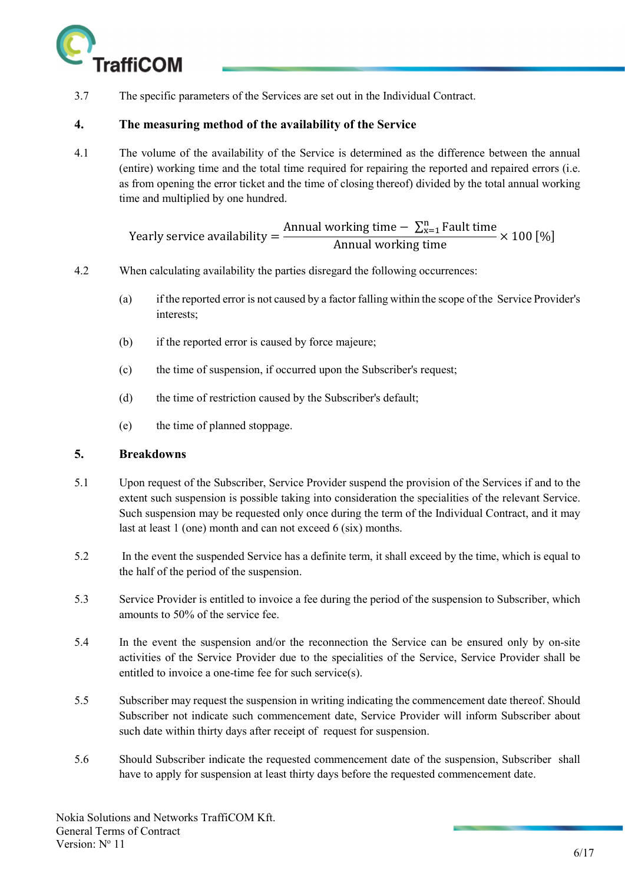3.7 The specific parameters of the Services are set out in the Individual Contract.

## 4. The measuring method of the availability of the Service

4.1 The volume of the availability of the Service is determined as the difference between the annual (entire) working time and the total time required for repairing the reported and repaired errors (i.e. as from opening the error ticket and the time of closing thereof) divided by the total annual working time and multiplied by one hundred.

$$\text{Yearly service availability} = \frac{\text{Annual working time} - \sum_{x=1}^{n} \text{Fault time}}{\text{Annual working time}} \times 100\ [\%]$$

4.2 When calculating availability the parties disregard the following occurrences:

(a) if the reported error is not caused by a factor falling within the scope of the Service Provider's interests;

(b) if the reported error is caused by force majeure;

(c) the time of suspension, if occurred upon the Subscriber's request;

(d) the time of restriction caused by the Subscriber's default;

(e) the time of planned stoppage.

## 5. Breakdowns

5.1 Upon request of the Subscriber, Service Provider suspend the provision of the Services if and to the extent such suspension is possible taking into consideration the specialities of the relevant Service. Such suspension may be requested only once during the term of the Individual Contract, and it may last at least 1 (one) month and can not exceed 6 (six) months.

5.2 In the event the suspended Service has a definite term, it shall exceed by the time, which is equal to the half of the period of the suspension.

5.3 Service Provider is entitled to invoice a fee during the period of the suspension to Subscriber, which amounts to 50% of the service fee.

5.4 In the event the suspension and/or the reconnection the Service can be ensured only by on-site activities of the Service Provider due to the specialities of the Service, Service Provider shall be entitled to invoice a one-time fee for such service(s).

5.5 Subscriber may request the suspension in writing indicating the commencement date thereof. Should Subscriber not indicate such commencement date, Service Provider will inform Subscriber about such date within thirty days after receipt of request for suspension.

5.6 Should Subscriber indicate the requested commencement date of the suspension, Subscriber shall have to apply for suspension at least thirty days before the requested commencement date.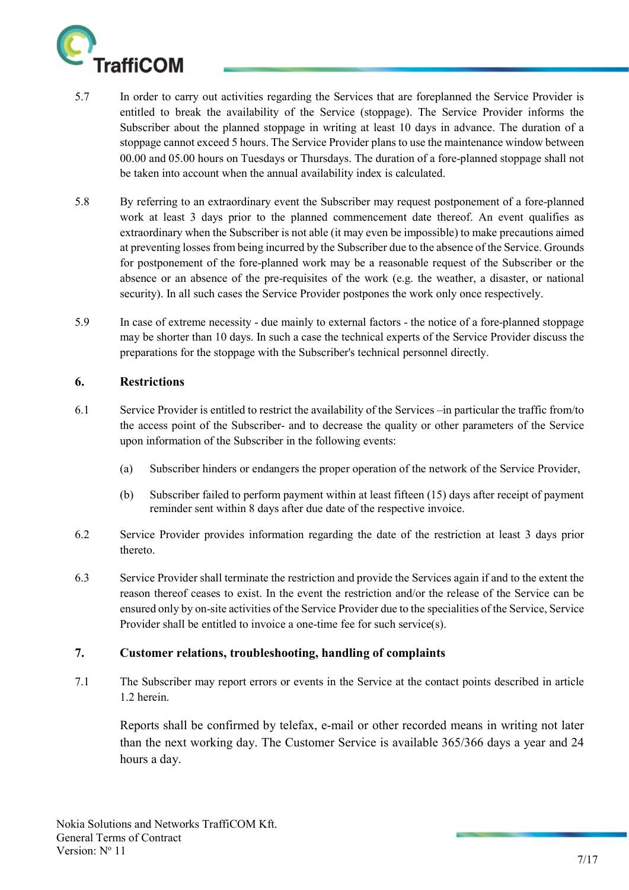5.7 In order to carry out activities regarding the Services that are foreplanned the Service Provider is entitled to break the availability of the Service (stoppage). The Service Provider informs the Subscriber about the planned stoppage in writing at least 10 days in advance. The duration of a stoppage cannot exceed 5 hours. The Service Provider plans to use the maintenance window between 00.00 and 05.00 hours on Tuesdays or Thursdays. The duration of a fore-planned stoppage shall not be taken into account when the annual availability index is calculated.

5.8 By referring to an extraordinary event the Subscriber may request postponement of a fore-planned work at least 3 days prior to the planned commencement date thereof. An event qualifies as extraordinary when the Subscriber is not able (it may even be impossible) to make precautions aimed at preventing losses from being incurred by the Subscriber due to the absence of the Service. Grounds for postponement of the fore-planned work may be a reasonable request of the Subscriber or the absence or an absence of the pre-requisites of the work (e.g. the weather, a disaster, or national security). In all such cases the Service Provider postpones the work only once respectively.

5.9 In case of extreme necessity - due mainly to external factors - the notice of a fore-planned stoppage may be shorter than 10 days. In such a case the technical experts of the Service Provider discuss the preparations for the stoppage with the Subscriber's technical personnel directly.

## 6. Restrictions

6.1 Service Provider is entitled to restrict the availability of the Services –in particular the traffic from/to the access point of the Subscriber- and to decrease the quality or other parameters of the Service upon information of the Subscriber in the following events:

(a) Subscriber hinders or endangers the proper operation of the network of the Service Provider,

(b) Subscriber failed to perform payment within at least fifteen (15) days after receipt of payment reminder sent within 8 days after due date of the respective invoice.

6.2 Service Provider provides information regarding the date of the restriction at least 3 days prior thereto.

6.3 Service Provider shall terminate the restriction and provide the Services again if and to the extent the reason thereof ceases to exist. In the event the restriction and/or the release of the Service can be ensured only by on-site activities of the Service Provider due to the specialities of the Service, Service Provider shall be entitled to invoice a one-time fee for such service(s).

## 7. Customer relations, troubleshooting, handling of complaints

7.1 The Subscriber may report errors or events in the Service at the contact points described in article 1.2 herein.

Reports shall be confirmed by telefax, e-mail or other recorded means in writing not later than the next working day. The Customer Service is available 365/366 days a year and 24 hours a day.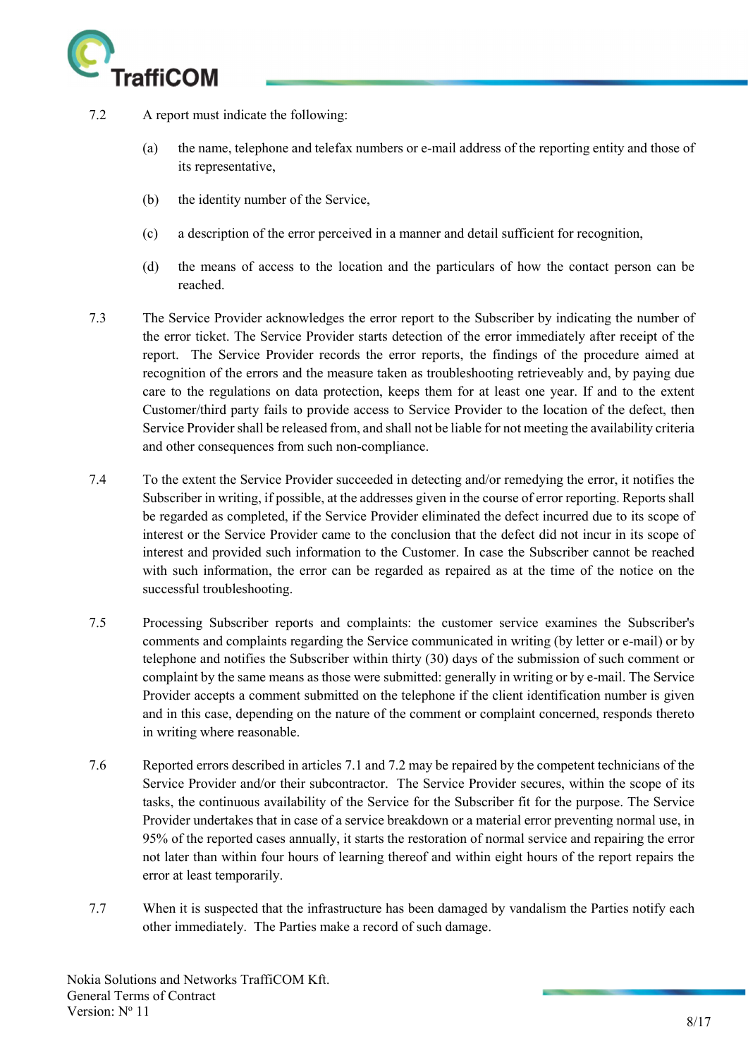7.2 A report must indicate the following:

(a) the name, telephone and telefax numbers or e-mail address of the reporting entity and those of its representative,

(b) the identity number of the Service,

(c) a description of the error perceived in a manner and detail sufficient for recognition,

(d) the means of access to the location and the particulars of how the contact person can be reached.

7.3 The Service Provider acknowledges the error report to the Subscriber by indicating the number of the error ticket. The Service Provider starts detection of the error immediately after receipt of the report. The Service Provider records the error reports, the findings of the procedure aimed at recognition of the errors and the measure taken as troubleshooting retrieveably and, by paying due care to the regulations on data protection, keeps them for at least one year. If and to the extent Customer/third party fails to provide access to Service Provider to the location of the defect, then Service Provider shall be released from, and shall not be liable for not meeting the availability criteria and other consequences from such non-compliance.

7.4 To the extent the Service Provider succeeded in detecting and/or remedying the error, it notifies the Subscriber in writing, if possible, at the addresses given in the course of error reporting. Reports shall be regarded as completed, if the Service Provider eliminated the defect incurred due to its scope of interest or the Service Provider came to the conclusion that the defect did not incur in its scope of interest and provided such information to the Customer. In case the Subscriber cannot be reached with such information, the error can be regarded as repaired as at the time of the notice on the successful troubleshooting.

7.5 Processing Subscriber reports and complaints: the customer service examines the Subscriber's comments and complaints regarding the Service communicated in writing (by letter or e-mail) or by telephone and notifies the Subscriber within thirty (30) days of the submission of such comment or complaint by the same means as those were submitted: generally in writing or by e-mail. The Service Provider accepts a comment submitted on the telephone if the client identification number is given and in this case, depending on the nature of the comment or complaint concerned, responds thereto in writing where reasonable.

7.6 Reported errors described in articles 7.1 and 7.2 may be repaired by the competent technicians of the Service Provider and/or their subcontractor. The Service Provider secures, within the scope of its tasks, the continuous availability of the Service for the Subscriber fit for the purpose. The Service Provider undertakes that in case of a service breakdown or a material error preventing normal use, in 95% of the reported cases annually, it starts the restoration of normal service and repairing the error not later than within four hours of learning thereof and within eight hours of the report repairs the error at least temporarily.

7.7 When it is suspected that the infrastructure has been damaged by vandalism the Parties notify each other immediately. The Parties make a record of such damage.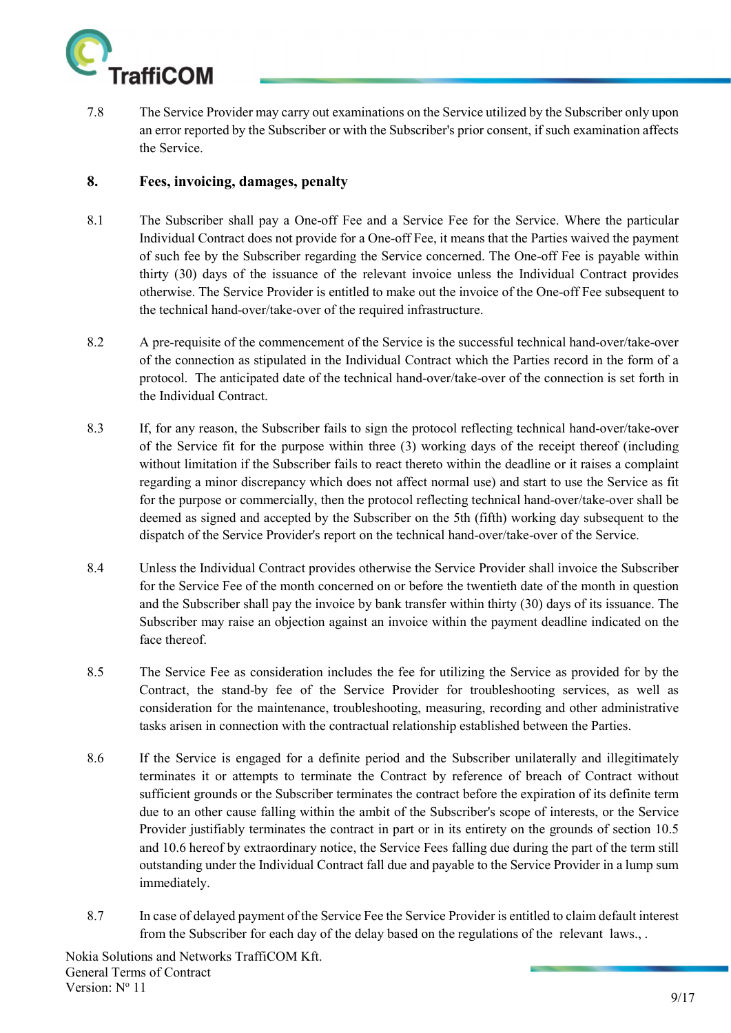7.8 The Service Provider may carry out examinations on the Service utilized by the Subscriber only upon an error reported by the Subscriber or with the Subscriber's prior consent, if such examination affects the Service.

## 8. Fees, invoicing, damages, penalty

8.1 The Subscriber shall pay a One-off Fee and a Service Fee for the Service. Where the particular Individual Contract does not provide for a One-off Fee, it means that the Parties waived the payment of such fee by the Subscriber regarding the Service concerned. The One-off Fee is payable within thirty (30) days of the issuance of the relevant invoice unless the Individual Contract provides otherwise. The Service Provider is entitled to make out the invoice of the One-off Fee subsequent to the technical hand-over/take-over of the required infrastructure.

8.2 A pre-requisite of the commencement of the Service is the successful technical hand-over/take-over of the connection as stipulated in the Individual Contract which the Parties record in the form of a protocol. The anticipated date of the technical hand-over/take-over of the connection is set forth in the Individual Contract.

8.3 If, for any reason, the Subscriber fails to sign the protocol reflecting technical hand-over/take-over of the Service fit for the purpose within three (3) working days of the receipt thereof (including without limitation if the Subscriber fails to react thereto within the deadline or it raises a complaint regarding a minor discrepancy which does not affect normal use) and start to use the Service as fit for the purpose or commercially, then the protocol reflecting technical hand-over/take-over shall be deemed as signed and accepted by the Subscriber on the 5th (fifth) working day subsequent to the dispatch of the Service Provider's report on the technical hand-over/take-over of the Service.

8.4 Unless the Individual Contract provides otherwise the Service Provider shall invoice the Subscriber for the Service Fee of the month concerned on or before the twentieth date of the month in question and the Subscriber shall pay the invoice by bank transfer within thirty (30) days of its issuance. The Subscriber may raise an objection against an invoice within the payment deadline indicated on the face thereof.

8.5 The Service Fee as consideration includes the fee for utilizing the Service as provided for by the Contract, the stand-by fee of the Service Provider for troubleshooting services, as well as consideration for the maintenance, troubleshooting, measuring, recording and other administrative tasks arisen in connection with the contractual relationship established between the Parties.

8.6 If the Service is engaged for a definite period and the Subscriber unilaterally and illegitimately terminates it or attempts to terminate the Contract by reference of breach of Contract without sufficient grounds or the Subscriber terminates the contract before the expiration of its definite term due to an other cause falling within the ambit of the Subscriber's scope of interests, or the Service Provider justifiably terminates the contract in part or in its entirety on the grounds of section 10.5 and 10.6 hereof by extraordinary notice, the Service Fees falling due during the part of the term still outstanding under the Individual Contract fall due and payable to the Service Provider in a lump sum immediately.

8.7 In case of delayed payment of the Service Fee the Service Provider is entitled to claim default interest from the Subscriber for each day of the delay based on the regulations of the relevant laws., .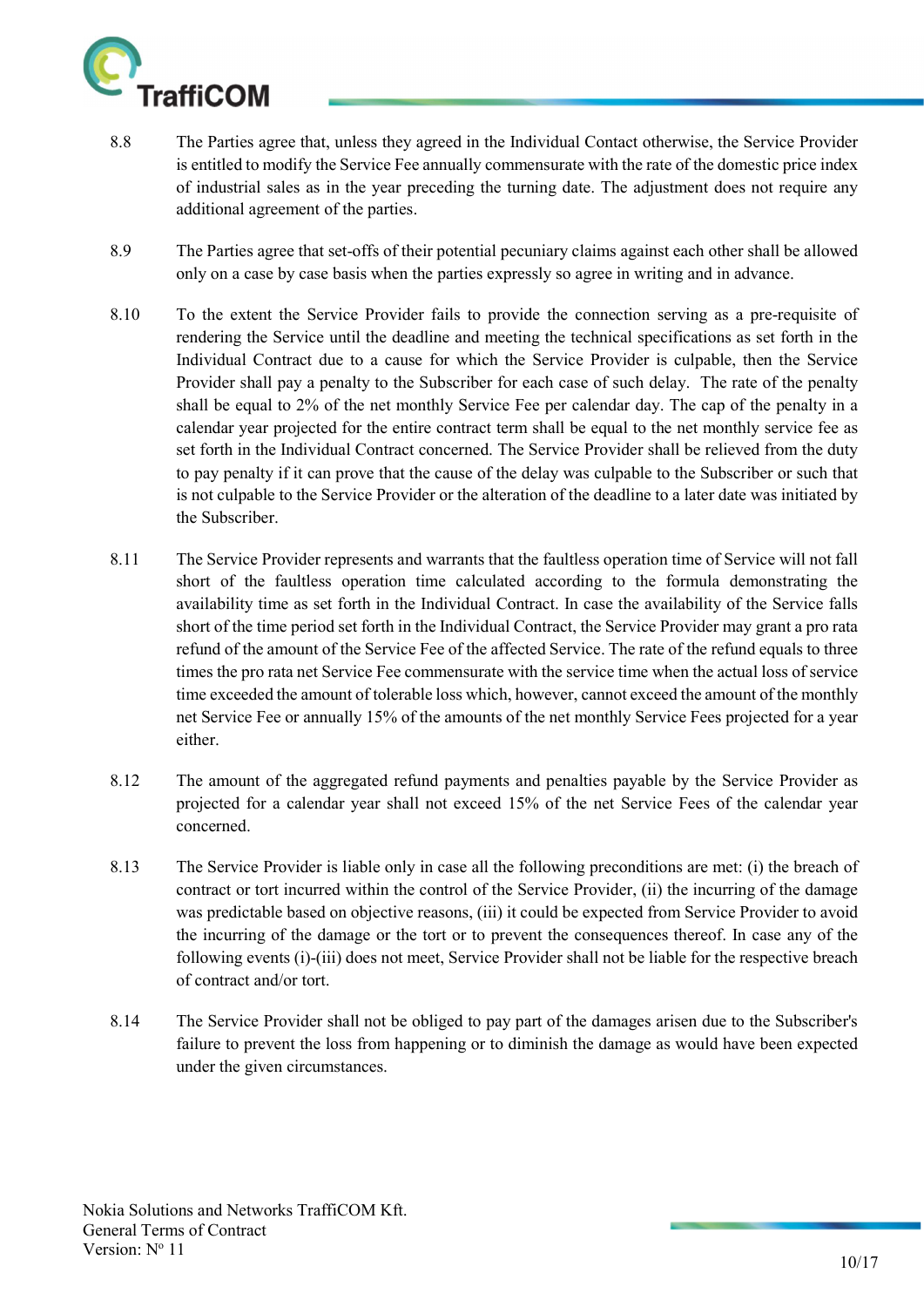8.8 The Parties agree that, unless they agreed in the Individual Contact otherwise, the Service Provider is entitled to modify the Service Fee annually commensurate with the rate of the domestic price index of industrial sales as in the year preceding the turning date. The adjustment does not require any additional agreement of the parties.

8.9 The Parties agree that set-offs of their potential pecuniary claims against each other shall be allowed only on a case by case basis when the parties expressly so agree in writing and in advance.

8.10 To the extent the Service Provider fails to provide the connection serving as a pre-requisite of rendering the Service until the deadline and meeting the technical specifications as set forth in the Individual Contract due to a cause for which the Service Provider is culpable, then the Service Provider shall pay a penalty to the Subscriber for each case of such delay. The rate of the penalty shall be equal to 2% of the net monthly Service Fee per calendar day. The cap of the penalty in a calendar year projected for the entire contract term shall be equal to the net monthly service fee as set forth in the Individual Contract concerned. The Service Provider shall be relieved from the duty to pay penalty if it can prove that the cause of the delay was culpable to the Subscriber or such that is not culpable to the Service Provider or the alteration of the deadline to a later date was initiated by the Subscriber.

8.11 The Service Provider represents and warrants that the faultless operation time of Service will not fall short of the faultless operation time calculated according to the formula demonstrating the availability time as set forth in the Individual Contract. In case the availability of the Service falls short of the time period set forth in the Individual Contract, the Service Provider may grant a pro rata refund of the amount of the Service Fee of the affected Service. The rate of the refund equals to three times the pro rata net Service Fee commensurate with the service time when the actual loss of service time exceeded the amount of tolerable loss which, however, cannot exceed the amount of the monthly net Service Fee or annually 15% of the amounts of the net monthly Service Fees projected for a year either.

8.12 The amount of the aggregated refund payments and penalties payable by the Service Provider as projected for a calendar year shall not exceed 15% of the net Service Fees of the calendar year concerned.

8.13 The Service Provider is liable only in case all the following preconditions are met: (i) the breach of contract or tort incurred within the control of the Service Provider, (ii) the incurring of the damage was predictable based on objective reasons, (iii) it could be expected from Service Provider to avoid the incurring of the damage or the tort or to prevent the consequences thereof. In case any of the following events (i)-(iii) does not meet, Service Provider shall not be liable for the respective breach of contract and/or tort.

8.14 The Service Provider shall not be obliged to pay part of the damages arisen due to the Subscriber's failure to prevent the loss from happening or to diminish the damage as would have been expected under the given circumstances.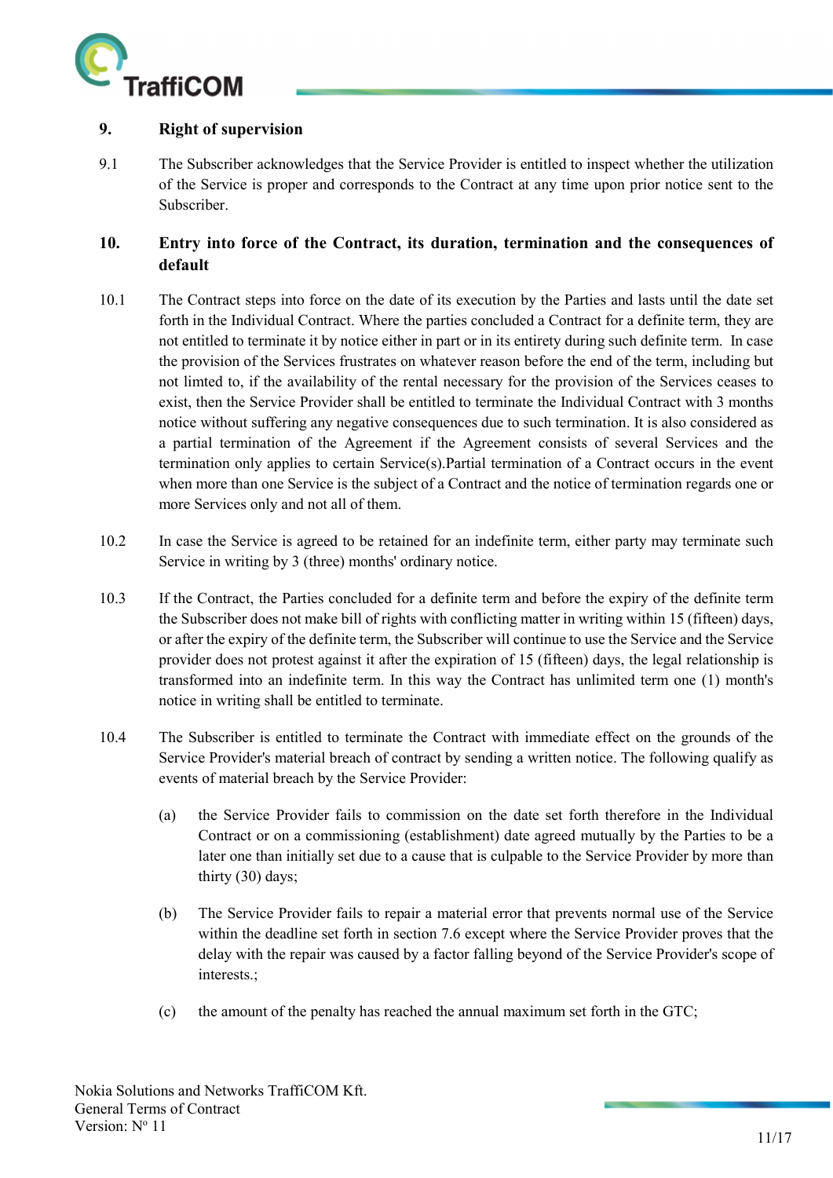## 9. Right of supervision

9.1 The Subscriber acknowledges that the Service Provider is entitled to inspect whether the utilization of the Service is proper and corresponds to the Contract at any time upon prior notice sent to the Subscriber.

## 10. Entry into force of the Contract, its duration, termination and the consequences of default

10.1 The Contract steps into force on the date of its execution by the Parties and lasts until the date set forth in the Individual Contract. Where the parties concluded a Contract for a definite term, they are not entitled to terminate it by notice either in part or in its entirety during such definite term. In case the provision of the Services frustrates on whatever reason before the end of the term, including but not limted to, if the availability of the rental necessary for the provision of the Services ceases to exist, then the Service Provider shall be entitled to terminate the Individual Contract with 3 months notice without suffering any negative consequences due to such termination. It is also considered as a partial termination of the Agreement if the Agreement consists of several Services and the termination only applies to certain Service(s).Partial termination of a Contract occurs in the event when more than one Service is the subject of a Contract and the notice of termination regards one or more Services only and not all of them.

10.2 In case the Service is agreed to be retained for an indefinite term, either party may terminate such Service in writing by 3 (three) months' ordinary notice.

10.3 If the Contract, the Parties concluded for a definite term and before the expiry of the definite term the Subscriber does not make bill of rights with conflicting matter in writing within 15 (fifteen) days, or after the expiry of the definite term, the Subscriber will continue to use the Service and the Service provider does not protest against it after the expiration of 15 (fifteen) days, the legal relationship is transformed into an indefinite term. In this way the Contract has unlimited term one (1) month's notice in writing shall be entitled to terminate.

10.4 The Subscriber is entitled to terminate the Contract with immediate effect on the grounds of the Service Provider's material breach of contract by sending a written notice. The following qualify as events of material breach by the Service Provider:

(a) the Service Provider fails to commission on the date set forth therefore in the Individual Contract or on a commissioning (establishment) date agreed mutually by the Parties to be a later one than initially set due to a cause that is culpable to the Service Provider by more than thirty (30) days;

(b) The Service Provider fails to repair a material error that prevents normal use of the Service within the deadline set forth in section 7.6 except where the Service Provider proves that the delay with the repair was caused by a factor falling beyond of the Service Provider's scope of interests.;

(c) the amount of the penalty has reached the annual maximum set forth in the GTC;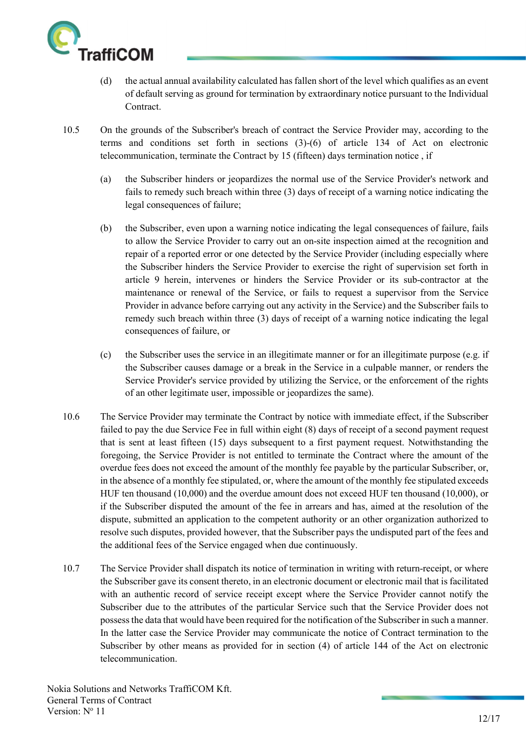(d) the actual annual availability calculated has fallen short of the level which qualifies as an event of default serving as ground for termination by extraordinary notice pursuant to the Individual Contract.

10.5 On the grounds of the Subscriber's breach of contract the Service Provider may, according to the terms and conditions set forth in sections (3)-(6) of article 134 of Act on electronic telecommunication, terminate the Contract by 15 (fifteen) days termination notice , if

(a) the Subscriber hinders or jeopardizes the normal use of the Service Provider's network and fails to remedy such breach within three (3) days of receipt of a warning notice indicating the legal consequences of failure;

(b) the Subscriber, even upon a warning notice indicating the legal consequences of failure, fails to allow the Service Provider to carry out an on-site inspection aimed at the recognition and repair of a reported error or one detected by the Service Provider (including especially where the Subscriber hinders the Service Provider to exercise the right of supervision set forth in article 9 herein, intervenes or hinders the Service Provider or its sub-contractor at the maintenance or renewal of the Service, or fails to request a supervisor from the Service Provider in advance before carrying out any activity in the Service) and the Subscriber fails to remedy such breach within three (3) days of receipt of a warning notice indicating the legal consequences of failure, or

(c) the Subscriber uses the service in an illegitimate manner or for an illegitimate purpose (e.g. if the Subscriber causes damage or a break in the Service in a culpable manner, or renders the Service Provider's service provided by utilizing the Service, or the enforcement of the rights of an other legitimate user, impossible or jeopardizes the same).

10.6 The Service Provider may terminate the Contract by notice with immediate effect, if the Subscriber failed to pay the due Service Fee in full within eight (8) days of receipt of a second payment request that is sent at least fifteen (15) days subsequent to a first payment request. Notwithstanding the foregoing, the Service Provider is not entitled to terminate the Contract where the amount of the overdue fees does not exceed the amount of the monthly fee payable by the particular Subscriber, or, in the absence of a monthly fee stipulated, or, where the amount of the monthly fee stipulated exceeds HUF ten thousand (10,000) and the overdue amount does not exceed HUF ten thousand (10,000), or if the Subscriber disputed the amount of the fee in arrears and has, aimed at the resolution of the dispute, submitted an application to the competent authority or an other organization authorized to resolve such disputes, provided however, that the Subscriber pays the undisputed part of the fees and the additional fees of the Service engaged when due continuously.

10.7 The Service Provider shall dispatch its notice of termination in writing with return-receipt, or where the Subscriber gave its consent thereto, in an electronic document or electronic mail that is facilitated with an authentic record of service receipt except where the Service Provider cannot notify the Subscriber due to the attributes of the particular Service such that the Service Provider does not possess the data that would have been required for the notification of the Subscriber in such a manner. In the latter case the Service Provider may communicate the notice of Contract termination to the Subscriber by other means as provided for in section (4) of article 144 of the Act on electronic telecommunication.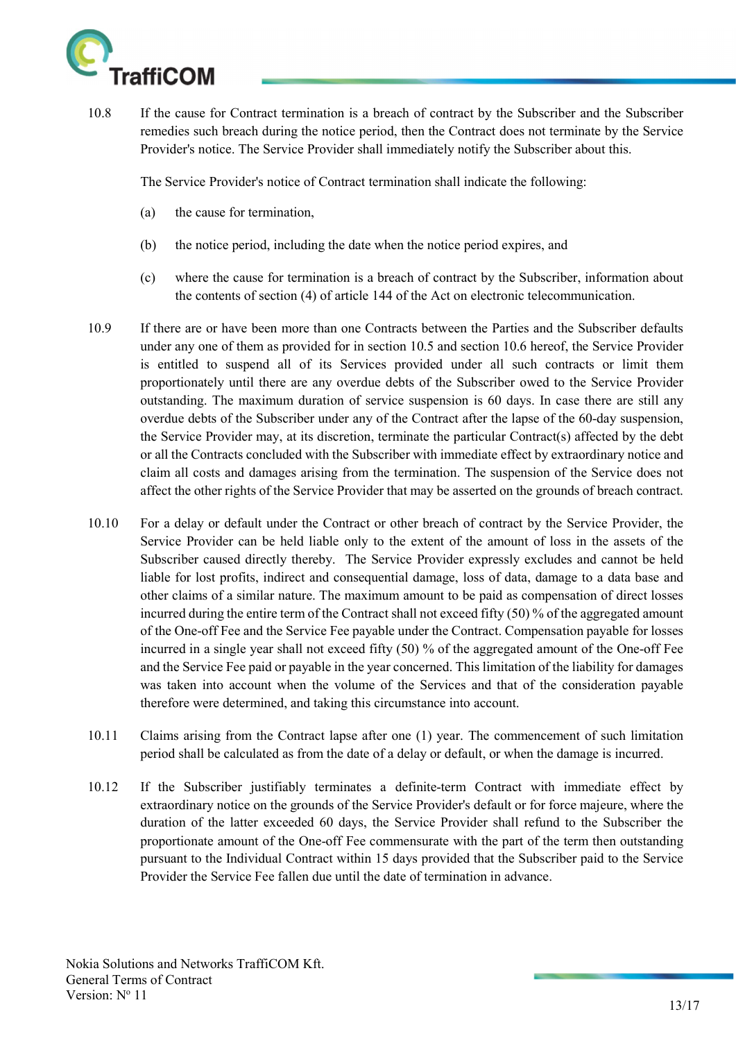10.8 If the cause for Contract termination is a breach of contract by the Subscriber and the Subscriber remedies such breach during the notice period, then the Contract does not terminate by the Service Provider's notice. The Service Provider shall immediately notify the Subscriber about this.

The Service Provider's notice of Contract termination shall indicate the following:

(a) the cause for termination,

(b) the notice period, including the date when the notice period expires, and

(c) where the cause for termination is a breach of contract by the Subscriber, information about the contents of section (4) of article 144 of the Act on electronic telecommunication.

10.9 If there are or have been more than one Contracts between the Parties and the Subscriber defaults under any one of them as provided for in section 10.5 and section 10.6 hereof, the Service Provider is entitled to suspend all of its Services provided under all such contracts or limit them proportionately until there are any overdue debts of the Subscriber owed to the Service Provider outstanding. The maximum duration of service suspension is 60 days. In case there are still any overdue debts of the Subscriber under any of the Contract after the lapse of the 60-day suspension, the Service Provider may, at its discretion, terminate the particular Contract(s) affected by the debt or all the Contracts concluded with the Subscriber with immediate effect by extraordinary notice and claim all costs and damages arising from the termination. The suspension of the Service does not affect the other rights of the Service Provider that may be asserted on the grounds of breach contract.

10.10 For a delay or default under the Contract or other breach of contract by the Service Provider, the Service Provider can be held liable only to the extent of the amount of loss in the assets of the Subscriber caused directly thereby. The Service Provider expressly excludes and cannot be held liable for lost profits, indirect and consequential damage, loss of data, damage to a data base and other claims of a similar nature. The maximum amount to be paid as compensation of direct losses incurred during the entire term of the Contract shall not exceed fifty (50) % of the aggregated amount of the One-off Fee and the Service Fee payable under the Contract. Compensation payable for losses incurred in a single year shall not exceed fifty (50) % of the aggregated amount of the One-off Fee and the Service Fee paid or payable in the year concerned. This limitation of the liability for damages was taken into account when the volume of the Services and that of the consideration payable therefore were determined, and taking this circumstance into account.

10.11 Claims arising from the Contract lapse after one (1) year. The commencement of such limitation period shall be calculated as from the date of a delay or default, or when the damage is incurred.

10.12 If the Subscriber justifiably terminates a definite-term Contract with immediate effect by extraordinary notice on the grounds of the Service Provider's default or for force majeure, where the duration of the latter exceeded 60 days, the Service Provider shall refund to the Subscriber the proportionate amount of the One-off Fee commensurate with the part of the term then outstanding pursuant to the Individual Contract within 15 days provided that the Subscriber paid to the Service Provider the Service Fee fallen due until the date of termination in advance.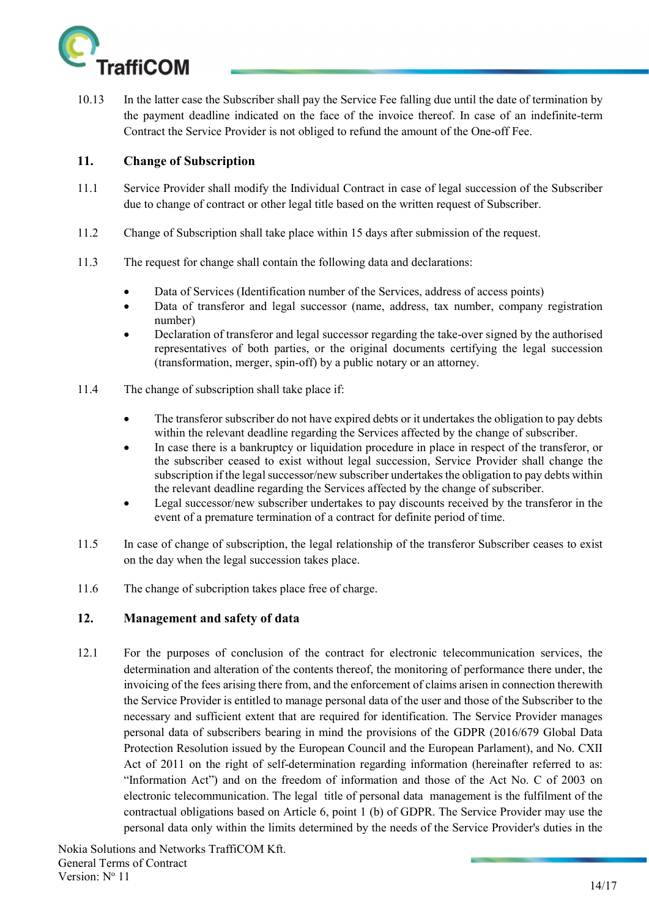10.13 In the latter case the Subscriber shall pay the Service Fee falling due until the date of termination by the payment deadline indicated on the face of the invoice thereof. In case of an indefinite-term Contract the Service Provider is not obliged to refund the amount of the One-off Fee.

## 11. Change of Subscription

11.1 Service Provider shall modify the Individual Contract in case of legal succession of the Subscriber due to change of contract or other legal title based on the written request of Subscriber.

11.2 Change of Subscription shall take place within 15 days after submission of the request.

11.3 The request for change shall contain the following data and declarations:

- Data of Services (Identification number of the Services, address of access points)
- Data of transferor and legal successor (name, address, tax number, company registration number)
- Declaration of transferor and legal successor regarding the take-over signed by the authorised representatives of both parties, or the original documents certifying the legal succession (transformation, merger, spin-off) by a public notary or an attorney.

11.4 The change of subscription shall take place if:

- The transferor subscriber do not have expired debts or it undertakes the obligation to pay debts within the relevant deadline regarding the Services affected by the change of subscriber.
- In case there is a bankruptcy or liquidation procedure in place in respect of the transferor, or the subscriber ceased to exist without legal succession, Service Provider shall change the subscription if the legal successor/new subscriber undertakes the obligation to pay debts within the relevant deadline regarding the Services affected by the change of subscriber.
- Legal successor/new subscriber undertakes to pay discounts received by the transferor in the event of a premature termination of a contract for definite period of time.

11.5 In case of change of subscription, the legal relationship of the transferor Subscriber ceases to exist on the day when the legal succession takes place.

11.6 The change of subcription takes place free of charge.

## 12. Management and safety of data

12.1 For the purposes of conclusion of the contract for electronic telecommunication services, the determination and alteration of the contents thereof, the monitoring of performance there under, the invoicing of the fees arising there from, and the enforcement of claims arisen in connection therewith the Service Provider is entitled to manage personal data of the user and those of the Subscriber to the necessary and sufficient extent that are required for identification. The Service Provider manages personal data of subscribers bearing in mind the provisions of the GDPR (2016/679 Global Data Protection Resolution issued by the European Council and the European Parlament), and No. CXII Act of 2011 on the right of self-determination regarding information (hereinafter referred to as: "Information Act") and on the freedom of information and those of the Act No. C of 2003 on electronic telecommunication. The legal title of personal data management is the fulfilment of the contractual obligations based on Article 6, point 1 (b) of GDPR. The Service Provider may use the personal data only within the limits determined by the needs of the Service Provider's duties in the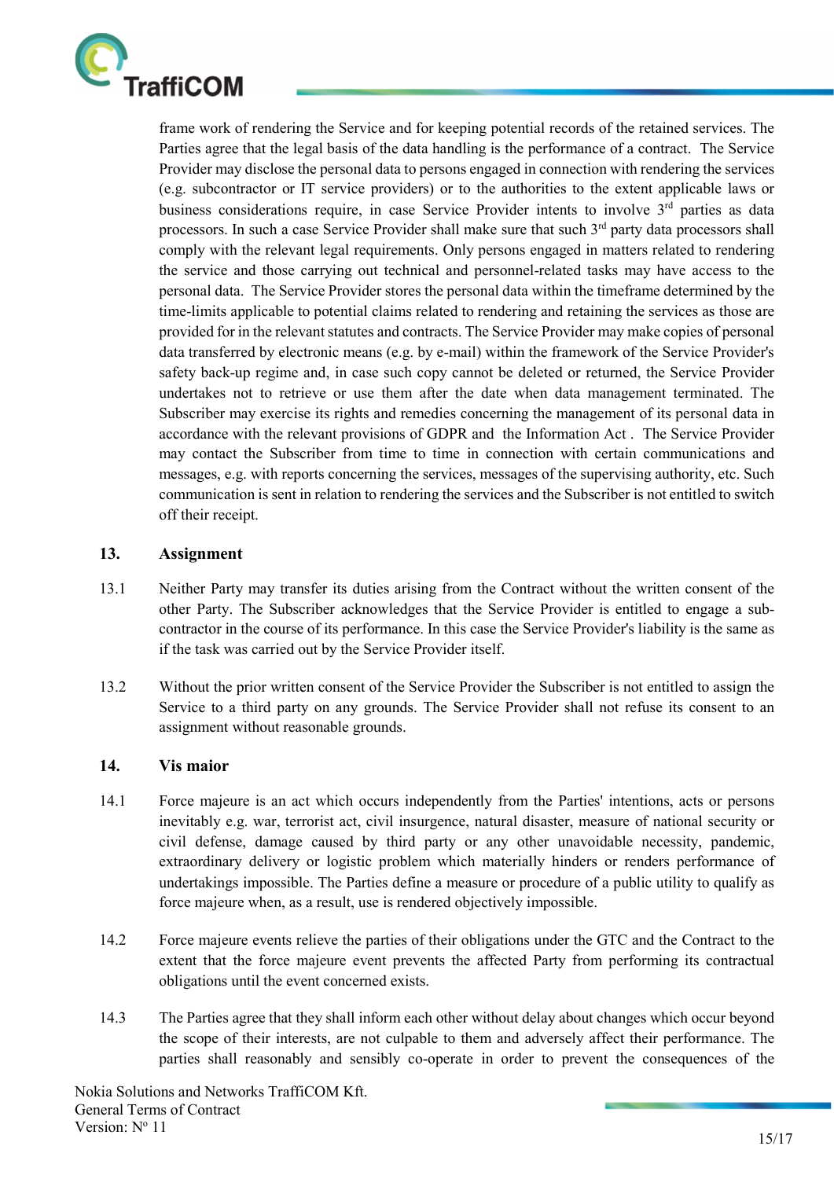frame work of rendering the Service and for keeping potential records of the retained services. The Parties agree that the legal basis of the data handling is the performance of a contract. The Service Provider may disclose the personal data to persons engaged in connection with rendering the services (e.g. subcontractor or IT service providers) or to the authorities to the extent applicable laws or business considerations require, in case Service Provider intents to involve 3rd parties as data processors. In such a case Service Provider shall make sure that such 3rd party data processors shall comply with the relevant legal requirements. Only persons engaged in matters related to rendering the service and those carrying out technical and personnel-related tasks may have access to the personal data. The Service Provider stores the personal data within the timeframe determined by the time-limits applicable to potential claims related to rendering and retaining the services as those are provided for in the relevant statutes and contracts. The Service Provider may make copies of personal data transferred by electronic means (e.g. by e-mail) within the framework of the Service Provider's safety back-up regime and, in case such copy cannot be deleted or returned, the Service Provider undertakes not to retrieve or use them after the date when data management terminated. The Subscriber may exercise its rights and remedies concerning the management of its personal data in accordance with the relevant provisions of GDPR and the Information Act . The Service Provider may contact the Subscriber from time to time in connection with certain communications and messages, e.g. with reports concerning the services, messages of the supervising authority, etc. Such communication is sent in relation to rendering the services and the Subscriber is not entitled to switch off their receipt.

## 13. Assignment

13.1 Neither Party may transfer its duties arising from the Contract without the written consent of the other Party. The Subscriber acknowledges that the Service Provider is entitled to engage a sub-contractor in the course of its performance. In this case the Service Provider's liability is the same as if the task was carried out by the Service Provider itself.

13.2 Without the prior written consent of the Service Provider the Subscriber is not entitled to assign the Service to a third party on any grounds. The Service Provider shall not refuse its consent to an assignment without reasonable grounds.

## 14. Vis maior

14.1 Force majeure is an act which occurs independently from the Parties' intentions, acts or persons inevitably e.g. war, terrorist act, civil insurgence, natural disaster, measure of national security or civil defense, damage caused by third party or any other unavoidable necessity, pandemic, extraordinary delivery or logistic problem which materially hinders or renders performance of undertakings impossible. The Parties define a measure or procedure of a public utility to qualify as force majeure when, as a result, use is rendered objectively impossible.

14.2 Force majeure events relieve the parties of their obligations under the GTC and the Contract to the extent that the force majeure event prevents the affected Party from performing its contractual obligations until the event concerned exists.

14.3 The Parties agree that they shall inform each other without delay about changes which occur beyond the scope of their interests, are not culpable to them and adversely affect their performance. The parties shall reasonably and sensibly co-operate in order to prevent the consequences of the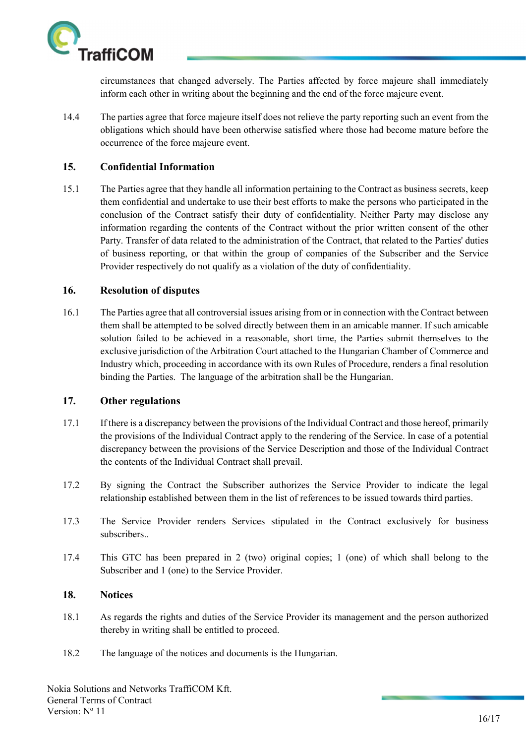circumstances that changed adversely. The Parties affected by force majeure shall immediately inform each other in writing about the beginning and the end of the force majeure event.

14.4 The parties agree that force majeure itself does not relieve the party reporting such an event from the obligations which should have been otherwise satisfied where those had become mature before the occurrence of the force majeure event.

## 15. Confidential Information

15.1 The Parties agree that they handle all information pertaining to the Contract as business secrets, keep them confidential and undertake to use their best efforts to make the persons who participated in the conclusion of the Contract satisfy their duty of confidentiality. Neither Party may disclose any information regarding the contents of the Contract without the prior written consent of the other Party. Transfer of data related to the administration of the Contract, that related to the Parties' duties of business reporting, or that within the group of companies of the Subscriber and the Service Provider respectively do not qualify as a violation of the duty of confidentiality.

## 16. Resolution of disputes

16.1 The Parties agree that all controversial issues arising from or in connection with the Contract between them shall be attempted to be solved directly between them in an amicable manner. If such amicable solution failed to be achieved in a reasonable, short time, the Parties submit themselves to the exclusive jurisdiction of the Arbitration Court attached to the Hungarian Chamber of Commerce and Industry which, proceeding in accordance with its own Rules of Procedure, renders a final resolution binding the Parties. The language of the arbitration shall be the Hungarian.

## 17. Other regulations

17.1 If there is a discrepancy between the provisions of the Individual Contract and those hereof, primarily the provisions of the Individual Contract apply to the rendering of the Service. In case of a potential discrepancy between the provisions of the Service Description and those of the Individual Contract the contents of the Individual Contract shall prevail.

17.2 By signing the Contract the Subscriber authorizes the Service Provider to indicate the legal relationship established between them in the list of references to be issued towards third parties.

17.3 The Service Provider renders Services stipulated in the Contract exclusively for business subscribers..

17.4 This GTC has been prepared in 2 (two) original copies; 1 (one) of which shall belong to the Subscriber and 1 (one) to the Service Provider.

## 18. Notices

18.1 As regards the rights and duties of the Service Provider its management and the person authorized thereby in writing shall be entitled to proceed.

18.2 The language of the notices and documents is the Hungarian.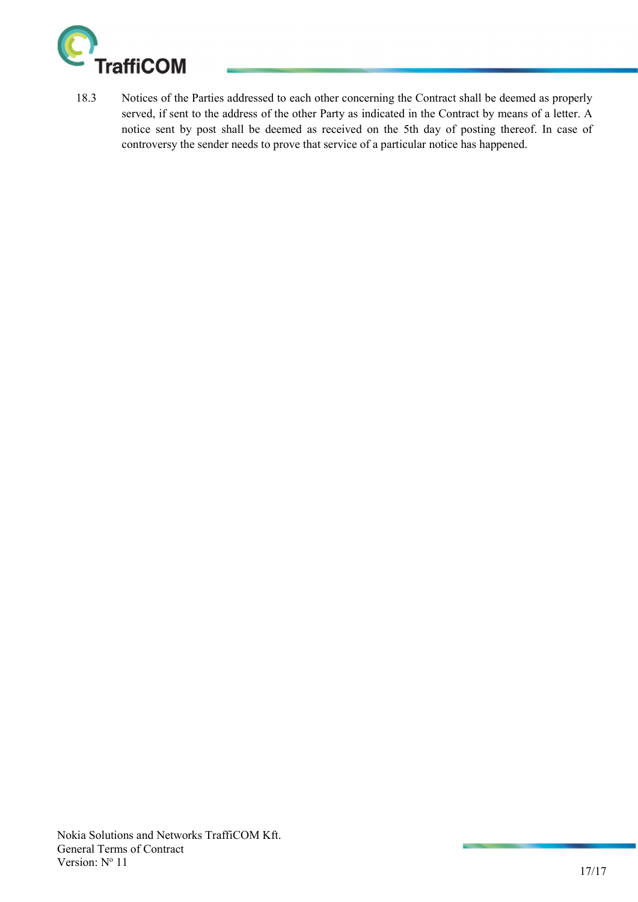18.3 Notices of the Parties addressed to each other concerning the Contract shall be deemed as properly served, if sent to the address of the other Party as indicated in the Contract by means of a letter. A notice sent by post shall be deemed as received on the 5th day of posting thereof. In case of controversy the sender needs to prove that service of a particular notice has happened.